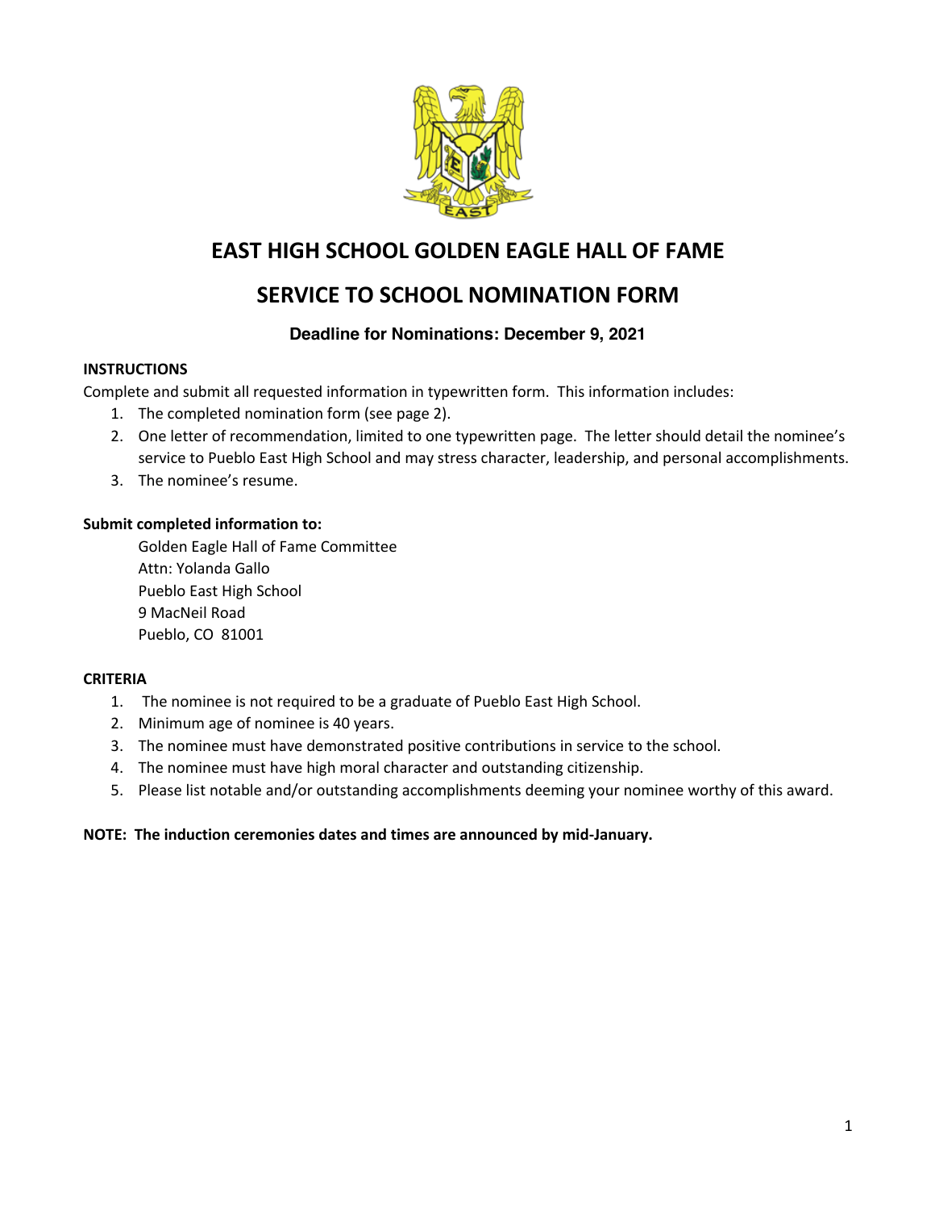# EAST HIGH SCHOOL GOLDEN EAGLE HALL OF FAME

## SERVICE TO SCHOOL NOMINATION FORM

**Deadline for Nominations: December 9, 2021**

**INSTRUCTIONS**

Complete and submit all requested information in typewritten form. This information includes:

1. The completed nomination form (see page 2).
2. One letter of recommendation, limited to one typewritten page. The letter should detail the nominee's service to Pueblo East High School and may stress character, leadership, and personal accomplishments.
3. The nominee's resume.

**Submit completed information to:**

Golden Eagle Hall of Fame Committee
Attn: Yolanda Gallo
Pueblo East High School
9 MacNeil Road
Pueblo, CO 81001

**CRITERIA**

1. The nominee is not required to be a graduate of Pueblo East High School.
2. Minimum age of nominee is 40 years.
3. The nominee must have demonstrated positive contributions in service to the school.
4. The nominee must have high moral character and outstanding citizenship.
5. Please list notable and/or outstanding accomplishments deeming your nominee worthy of this award.

**NOTE: The induction ceremonies dates and times are announced by mid-January.**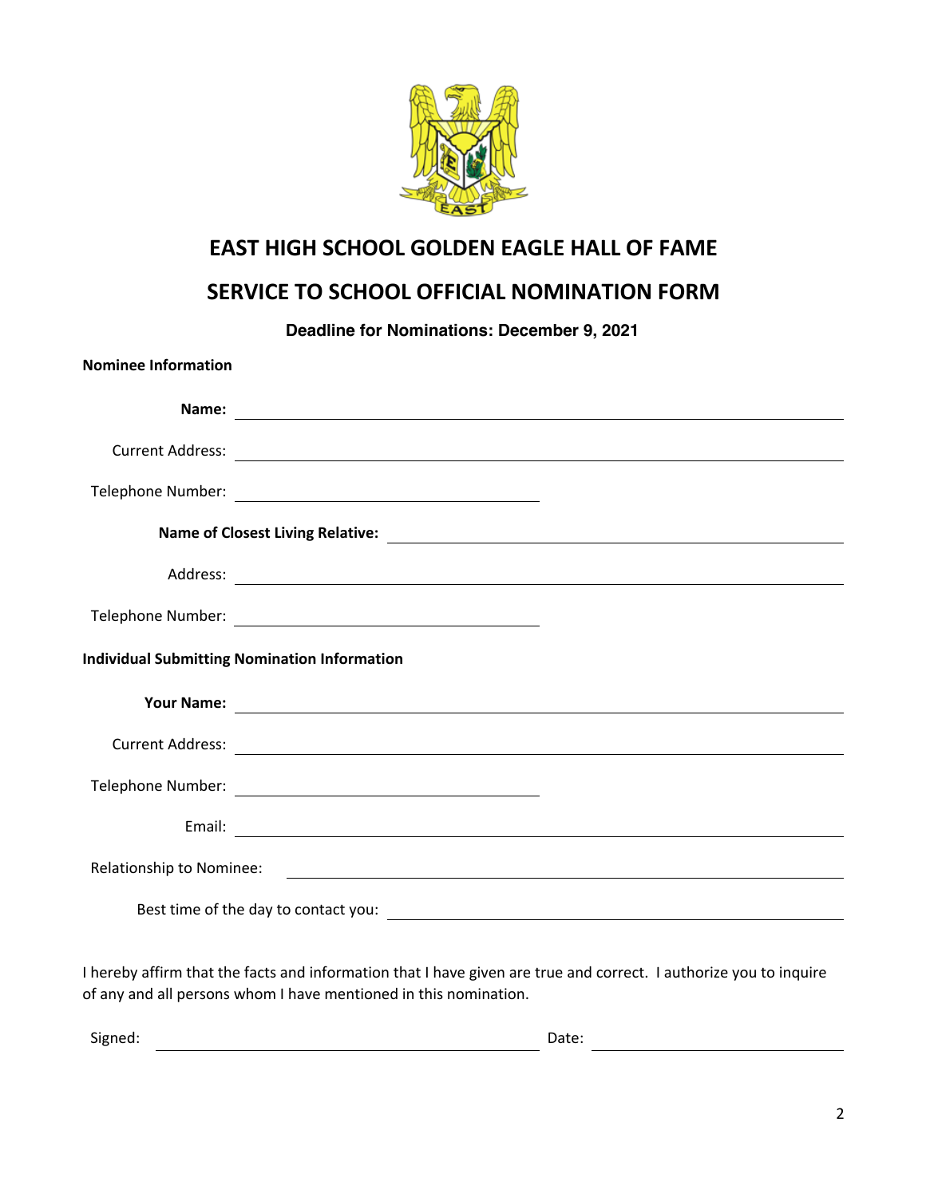# EAST HIGH SCHOOL GOLDEN EAGLE HALL OF FAME

# SERVICE TO SCHOOL OFFICIAL NOMINATION FORM

**Deadline for Nominations: December 9, 2021**

**Nominee Information**

**Name:** ______________________________

Current Address: ______________________________

Telephone Number: ______________________________

**Name of Closest Living Relative:** ______________________________

Address: ______________________________

Telephone Number: ______________________________

**Individual Submitting Nomination Information**

**Your Name:** ______________________________

Current Address: ______________________________

Telephone Number: ______________________________

Email: ______________________________

Relationship to Nominee: ______________________________

Best time of the day to contact you: ______________________________

I hereby affirm that the facts and information that I have given are true and correct. I authorize you to inquire of any and all persons whom I have mentioned in this nomination.

Signed: ______________________________ Date: ______________________________